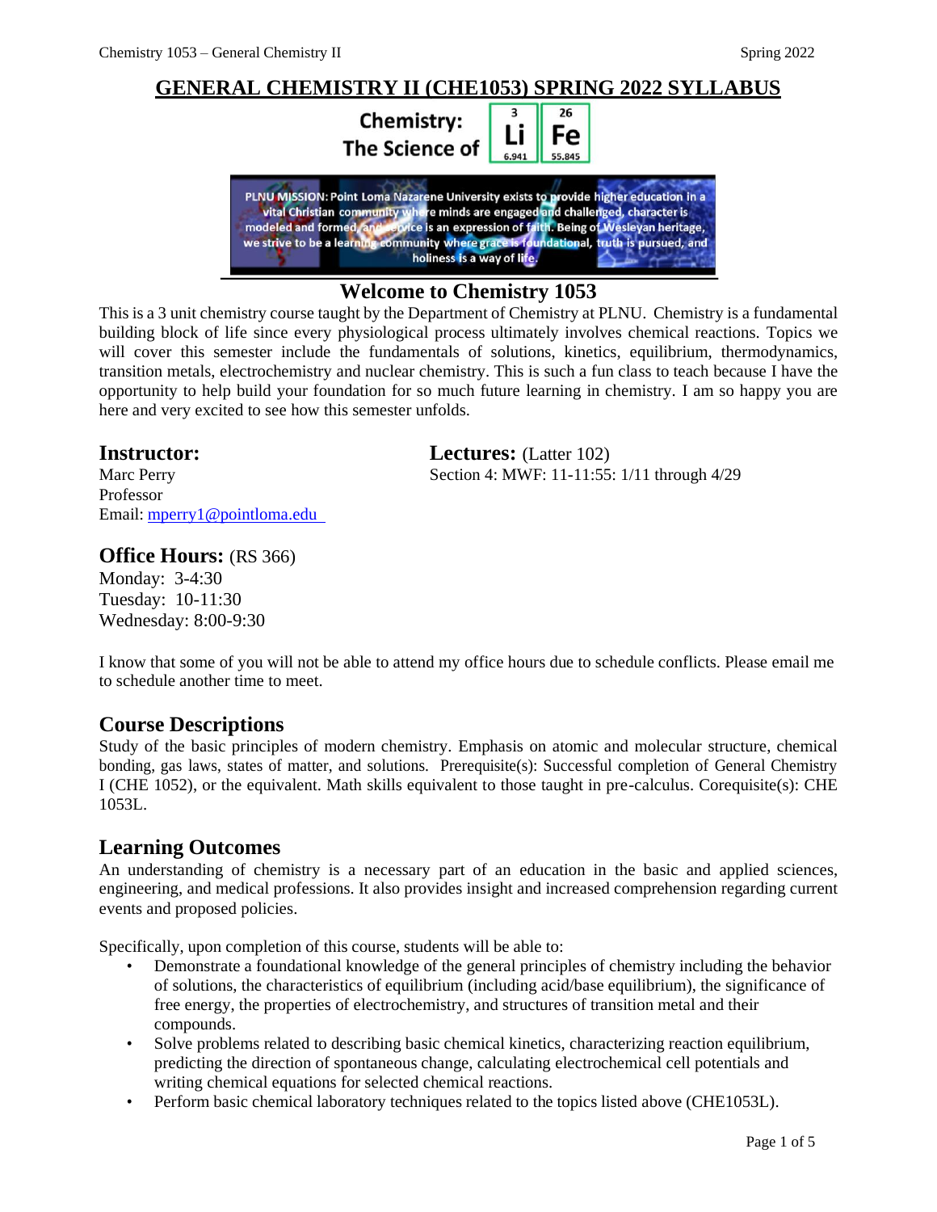# GENERAL CHEMISTRY II (CHE1053) SPRING 2022 SYLLABUS

Chemistry: The Science of Li Fe

PLNU MISSION: Point Loma Nazarene University exists to provide higher education in a vital Christian community where minds are engaged and challenged, character is modeled and formed, and service is an expression of faith. Being of Wesleyan heritage, we strive to be a learning community where grace is foundational, truth is pursued, and holiness is a way of life.

## Welcome to Chemistry 1053

This is a 3 unit chemistry course taught by the Department of Chemistry at PLNU. Chemistry is a fundamental building block of life since every physiological process ultimately involves chemical reactions. Topics we will cover this semester include the fundamentals of solutions, kinetics, equilibrium, thermodynamics, transition metals, electrochemistry and nuclear chemistry. This is such a fun class to teach because I have the opportunity to help build your foundation for so much future learning in chemistry. I am so happy you are here and very excited to see how this semester unfolds.

## Instructor:

Marc Perry
Professor
Email: mperry1@pointloma.edu

## Lectures: (Latter 102)

Section 4: MWF: 11-11:55: 1/11 through 4/29

## Office Hours: (RS 366)

Monday: 3-4:30
Tuesday: 10-11:30
Wednesday: 8:00-9:30

I know that some of you will not be able to attend my office hours due to schedule conflicts. Please email me to schedule another time to meet.

## Course Descriptions

Study of the basic principles of modern chemistry. Emphasis on atomic and molecular structure, chemical bonding, gas laws, states of matter, and solutions. Prerequisite(s): Successful completion of General Chemistry I (CHE 1052), or the equivalent. Math skills equivalent to those taught in pre-calculus. Corequisite(s): CHE 1053L.

## Learning Outcomes

An understanding of chemistry is a necessary part of an education in the basic and applied sciences, engineering, and medical professions. It also provides insight and increased comprehension regarding current events and proposed policies.

Specifically, upon completion of this course, students will be able to:

- Demonstrate a foundational knowledge of the general principles of chemistry including the behavior of solutions, the characteristics of equilibrium (including acid/base equilibrium), the significance of free energy, the properties of electrochemistry, and structures of transition metal and their compounds.
- Solve problems related to describing basic chemical kinetics, characterizing reaction equilibrium, predicting the direction of spontaneous change, calculating electrochemical cell potentials and writing chemical equations for selected chemical reactions.
- Perform basic chemical laboratory techniques related to the topics listed above (CHE1053L).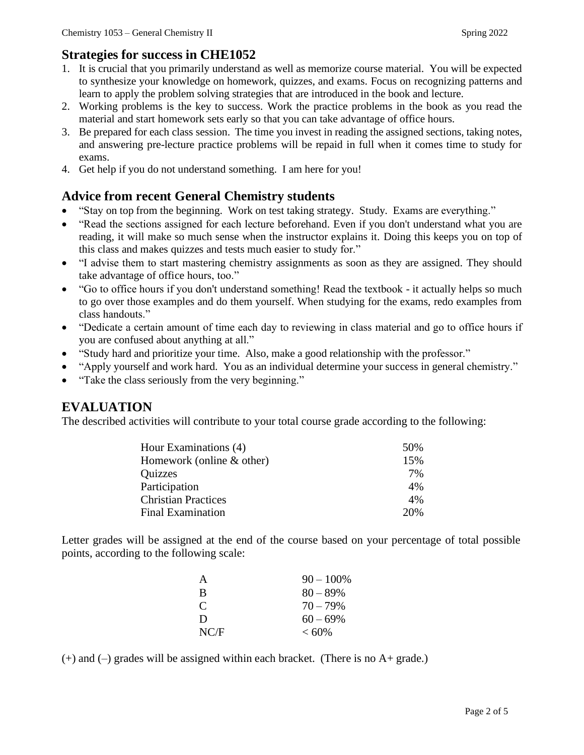## Strategies for success in CHE1052

1. It is crucial that you primarily understand as well as memorize course material. You will be expected to synthesize your knowledge on homework, quizzes, and exams. Focus on recognizing patterns and learn to apply the problem solving strategies that are introduced in the book and lecture.
2. Working problems is the key to success. Work the practice problems in the book as you read the material and start homework sets early so that you can take advantage of office hours.
3. Be prepared for each class session. The time you invest in reading the assigned sections, taking notes, and answering pre-lecture practice problems will be repaid in full when it comes time to study for exams.
4. Get help if you do not understand something. I am here for you!

## Advice from recent General Chemistry students

- "Stay on top from the beginning. Work on test taking strategy. Study. Exams are everything."
- "Read the sections assigned for each lecture beforehand. Even if you don't understand what you are reading, it will make so much sense when the instructor explains it. Doing this keeps you on top of this class and makes quizzes and tests much easier to study for."
- "I advise them to start mastering chemistry assignments as soon as they are assigned. They should take advantage of office hours, too."
- "Go to office hours if you don't understand something! Read the textbook - it actually helps so much to go over those examples and do them yourself. When studying for the exams, redo examples from class handouts."
- "Dedicate a certain amount of time each day to reviewing in class material and go to office hours if you are confused about anything at all."
- "Study hard and prioritize your time. Also, make a good relationship with the professor."
- "Apply yourself and work hard. You as an individual determine your success in general chemistry."
- "Take the class seriously from the very beginning."

## EVALUATION

The described activities will contribute to your total course grade according to the following:

| Activity | Weight |
|---|---|
| Hour Examinations (4) | 50% |
| Homework (online & other) | 15% |
| Quizzes | 7% |
| Participation | 4% |
| Christian Practices | 4% |
| Final Examination | 20% |

Letter grades will be assigned at the end of the course based on your percentage of total possible points, according to the following scale:

| Grade | Range |
|---|---|
| A | 90 – 100% |
| B | 80 – 89% |
| C | 70 – 79% |
| D | 60 – 69% |
| NC/F | < 60% |

(+) and (–) grades will be assigned within each bracket. (There is no A+ grade.)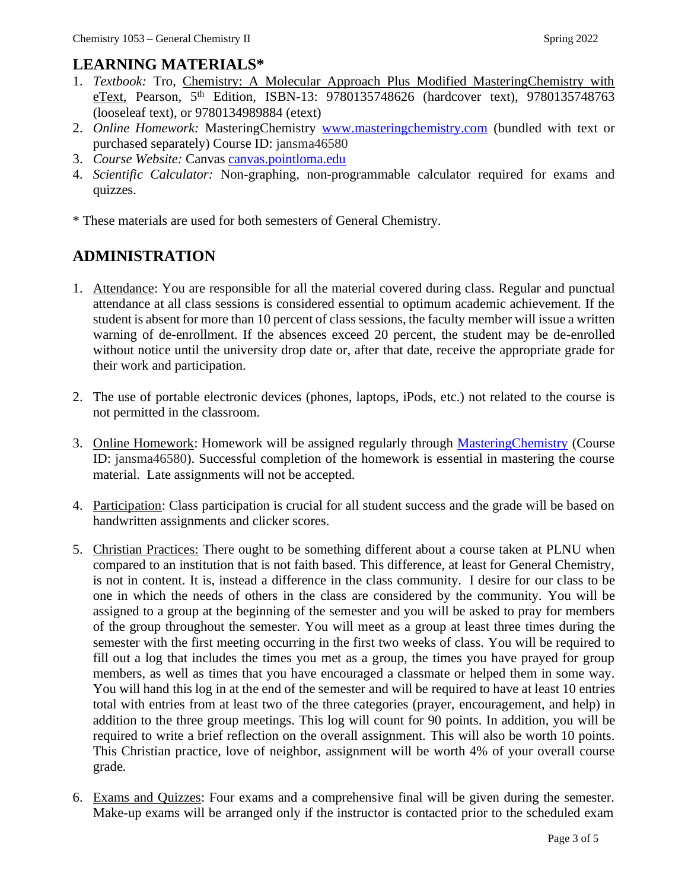## LEARNING MATERIALS*

1. *Textbook:* Tro, Chemistry: A Molecular Approach Plus Modified MasteringChemistry with eText, Pearson, 5th Edition, ISBN-13: 9780135748626 (hardcover text), 9780135748763 (looseleaf text), or 9780134989884 (etext)
2. *Online Homework:* MasteringChemistry www.masteringchemistry.com (bundled with text or purchased separately) Course ID: jansma46580
3. *Course Website:* Canvas canvas.pointloma.edu
4. *Scientific Calculator:* Non-graphing, non-programmable calculator required for exams and quizzes.

* These materials are used for both semesters of General Chemistry.

## ADMINISTRATION

1. Attendance: You are responsible for all the material covered during class. Regular and punctual attendance at all class sessions is considered essential to optimum academic achievement. If the student is absent for more than 10 percent of class sessions, the faculty member will issue a written warning of de-enrollment. If the absences exceed 20 percent, the student may be de-enrolled without notice until the university drop date or, after that date, receive the appropriate grade for their work and participation.

2. The use of portable electronic devices (phones, laptops, iPods, etc.) not related to the course is not permitted in the classroom.

3. Online Homework: Homework will be assigned regularly through MasteringChemistry (Course ID: jansma46580). Successful completion of the homework is essential in mastering the course material. Late assignments will not be accepted.

4. Participation: Class participation is crucial for all student success and the grade will be based on handwritten assignments and clicker scores.

5. Christian Practices: There ought to be something different about a course taken at PLNU when compared to an institution that is not faith based. This difference, at least for General Chemistry, is not in content. It is, instead a difference in the class community. I desire for our class to be one in which the needs of others in the class are considered by the community. You will be assigned to a group at the beginning of the semester and you will be asked to pray for members of the group throughout the semester. You will meet as a group at least three times during the semester with the first meeting occurring in the first two weeks of class. You will be required to fill out a log that includes the times you met as a group, the times you have prayed for group members, as well as times that you have encouraged a classmate or helped them in some way. You will hand this log in at the end of the semester and will be required to have at least 10 entries total with entries from at least two of the three categories (prayer, encouragement, and help) in addition to the three group meetings. This log will count for 90 points. In addition, you will be required to write a brief reflection on the overall assignment. This will also be worth 10 points. This Christian practice, love of neighbor, assignment will be worth 4% of your overall course grade.

6. Exams and Quizzes: Four exams and a comprehensive final will be given during the semester. Make-up exams will be arranged only if the instructor is contacted prior to the scheduled exam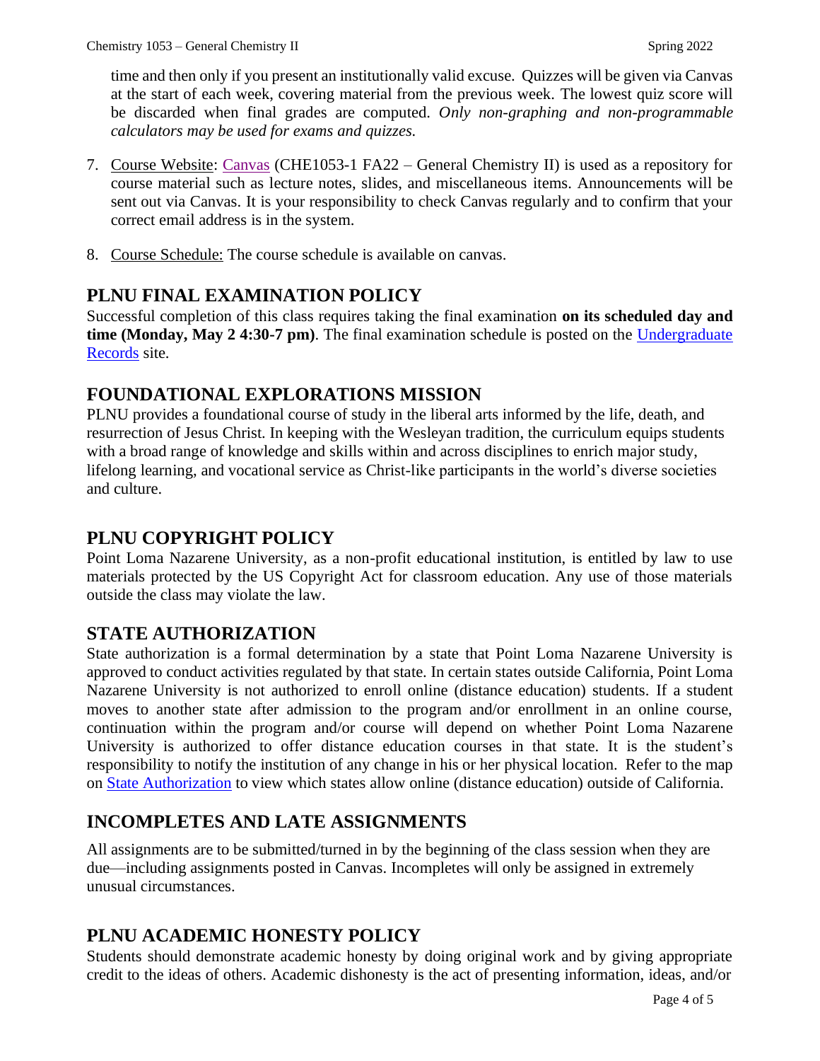time and then only if you present an institutionally valid excuse. Quizzes will be given via Canvas at the start of each week, covering material from the previous week. The lowest quiz score will be discarded when final grades are computed. *Only non-graphing and non-programmable calculators may be used for exams and quizzes.*

7. Course Website: Canvas (CHE1053-1 FA22 – General Chemistry II) is used as a repository for course material such as lecture notes, slides, and miscellaneous items. Announcements will be sent out via Canvas. It is your responsibility to check Canvas regularly and to confirm that your correct email address is in the system.

8. Course Schedule: The course schedule is available on canvas.

## PLNU FINAL EXAMINATION POLICY

Successful completion of this class requires taking the final examination **on its scheduled day and time (Monday, May 2 4:30-7 pm)**. The final examination schedule is posted on the Undergraduate Records site.

## FOUNDATIONAL EXPLORATIONS MISSION

PLNU provides a foundational course of study in the liberal arts informed by the life, death, and resurrection of Jesus Christ. In keeping with the Wesleyan tradition, the curriculum equips students with a broad range of knowledge and skills within and across disciplines to enrich major study, lifelong learning, and vocational service as Christ-like participants in the world's diverse societies and culture.

## PLNU COPYRIGHT POLICY

Point Loma Nazarene University, as a non-profit educational institution, is entitled by law to use materials protected by the US Copyright Act for classroom education. Any use of those materials outside the class may violate the law.

## STATE AUTHORIZATION

State authorization is a formal determination by a state that Point Loma Nazarene University is approved to conduct activities regulated by that state. In certain states outside California, Point Loma Nazarene University is not authorized to enroll online (distance education) students. If a student moves to another state after admission to the program and/or enrollment in an online course, continuation within the program and/or course will depend on whether Point Loma Nazarene University is authorized to offer distance education courses in that state. It is the student's responsibility to notify the institution of any change in his or her physical location. Refer to the map on State Authorization to view which states allow online (distance education) outside of California.

## INCOMPLETES AND LATE ASSIGNMENTS

All assignments are to be submitted/turned in by the beginning of the class session when they are due—including assignments posted in Canvas. Incompletes will only be assigned in extremely unusual circumstances.

## PLNU ACADEMIC HONESTY POLICY

Students should demonstrate academic honesty by doing original work and by giving appropriate credit to the ideas of others. Academic dishonesty is the act of presenting information, ideas, and/or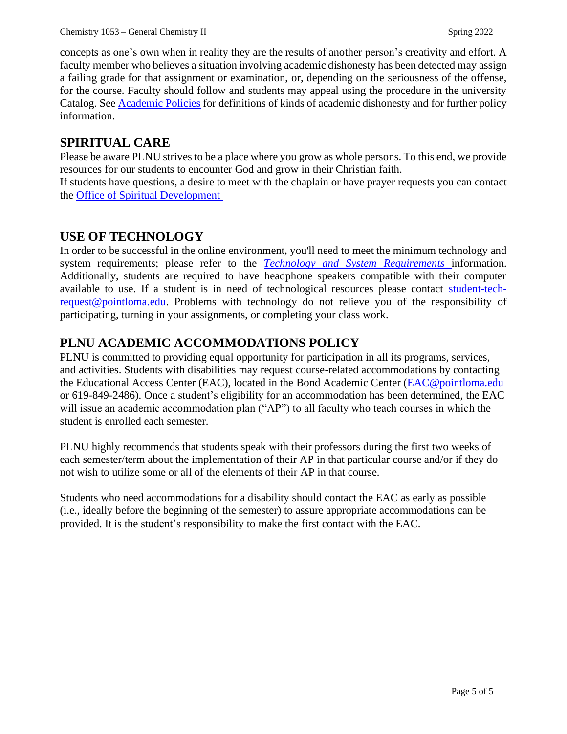concepts as one's own when in reality they are the results of another person's creativity and effort. A faculty member who believes a situation involving academic dishonesty has been detected may assign a failing grade for that assignment or examination, or, depending on the seriousness of the offense, for the course. Faculty should follow and students may appeal using the procedure in the university Catalog. See Academic Policies for definitions of kinds of academic dishonesty and for further policy information.

## SPIRITUAL CARE

Please be aware PLNU strives to be a place where you grow as whole persons. To this end, we provide resources for our students to encounter God and grow in their Christian faith.
If students have questions, a desire to meet with the chaplain or have prayer requests you can contact the Office of Spiritual Development

## USE OF TECHNOLOGY

In order to be successful in the online environment, you'll need to meet the minimum technology and system requirements; please refer to the *Technology and System Requirements* information. Additionally, students are required to have headphone speakers compatible with their computer available to use. If a student is in need of technological resources please contact student-tech-request@pointloma.edu. Problems with technology do not relieve you of the responsibility of participating, turning in your assignments, or completing your class work.

## PLNU ACADEMIC ACCOMMODATIONS POLICY

PLNU is committed to providing equal opportunity for participation in all its programs, services, and activities. Students with disabilities may request course-related accommodations by contacting the Educational Access Center (EAC), located in the Bond Academic Center (EAC@pointloma.edu or 619-849-2486). Once a student's eligibility for an accommodation has been determined, the EAC will issue an academic accommodation plan ("AP") to all faculty who teach courses in which the student is enrolled each semester.

PLNU highly recommends that students speak with their professors during the first two weeks of each semester/term about the implementation of their AP in that particular course and/or if they do not wish to utilize some or all of the elements of their AP in that course.

Students who need accommodations for a disability should contact the EAC as early as possible (i.e., ideally before the beginning of the semester) to assure appropriate accommodations can be provided. It is the student's responsibility to make the first contact with the EAC.